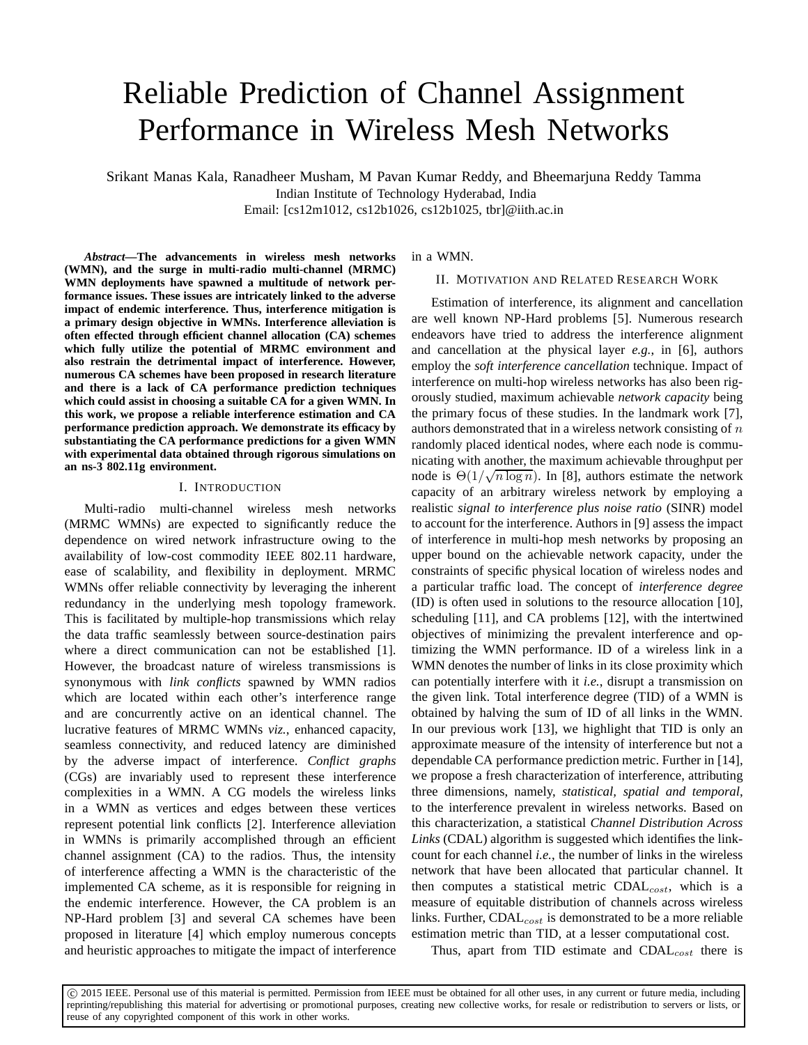# Reliable Prediction of Channel Assignment Performance in Wireless Mesh Networks

Srikant Manas Kala, Ranadheer Musham, M Pavan Kumar Reddy, and Bheemarjuna Reddy Tamma
Indian Institute of Technology Hyderabad, India
Email: [cs12m1012, cs12b1026, cs12b1025, tbr]@iith.ac.in

***Abstract*—The advancements in wireless mesh networks (WMN), and the surge in multi-radio multi-channel (MRMC) WMN deployments have spawned a multitude of network performance issues. These issues are intricately linked to the adverse impact of endemic interference. Thus, interference mitigation is a primary design objective in WMNs. Interference alleviation is often effected through efficient channel allocation (CA) schemes which fully utilize the potential of MRMC environment and also restrain the detrimental impact of interference. However, numerous CA schemes have been proposed in research literature and there is a lack of CA performance prediction techniques which could assist in choosing a suitable CA for a given WMN. In this work, we propose a reliable interference estimation and CA performance prediction approach. We demonstrate its efficacy by substantiating the CA performance predictions for a given WMN with experimental data obtained through rigorous simulations on an ns-3 802.11g environment.**

## I. Introduction

Multi-radio multi-channel wireless mesh networks (MRMC WMNs) are expected to significantly reduce the dependence on wired network infrastructure owing to the availability of low-cost commodity IEEE 802.11 hardware, ease of scalability, and flexibility in deployment. MRMC WMNs offer reliable connectivity by leveraging the inherent redundancy in the underlying mesh topology framework. This is facilitated by multiple-hop transmissions which relay the data traffic seamlessly between source-destination pairs where a direct communication can not be established [1]. However, the broadcast nature of wireless transmissions is synonymous with *link conflicts* spawned by WMN radios which are located within each other's interference range and are concurrently active on an identical channel. The lucrative features of MRMC WMNs *viz.*, enhanced capacity, seamless connectivity, and reduced latency are diminished by the adverse impact of interference. *Conflict graphs* (CGs) are invariably used to represent these interference complexities in a WMN. A CG models the wireless links in a WMN as vertices and edges between these vertices represent potential link conflicts [2]. Interference alleviation in WMNs is primarily accomplished through an efficient channel assignment (CA) to the radios. Thus, the intensity of interference affecting a WMN is the characteristic of the implemented CA scheme, as it is responsible for reigning in the endemic interference. However, the CA problem is an NP-Hard problem [3] and several CA schemes have been proposed in literature [4] which employ numerous concepts and heuristic approaches to mitigate the impact of interference in a WMN.

## II. Motivation and Related Research Work

Estimation of interference, its alignment and cancellation are well known NP-Hard problems [5]. Numerous research endeavors have tried to address the interference alignment and cancellation at the physical layer *e.g.*, in [6], authors employ the *soft interference cancellation* technique. Impact of interference on multi-hop wireless networks has also been rigorously studied, maximum achievable *network capacity* being the primary focus of these studies. In the landmark work [7], authors demonstrated that in a wireless network consisting of $n$ randomly placed identical nodes, where each node is communicating with another, the maximum achievable throughput per node is $\Theta(1/\sqrt{n \log n})$. In [8], authors estimate the network capacity of an arbitrary wireless network by employing a realistic *signal to interference plus noise ratio* (SINR) model to account for the interference. Authors in [9] assess the impact of interference in multi-hop mesh networks by proposing an upper bound on the achievable network capacity, under the constraints of specific physical location of wireless nodes and a particular traffic load. The concept of *interference degree* (ID) is often used in solutions to the resource allocation [10], scheduling [11], and CA problems [12], with the intertwined objectives of minimizing the prevalent interference and optimizing the WMN performance. ID of a wireless link in a WMN denotes the number of links in its close proximity which can potentially interfere with it *i.e.*, disrupt a transmission on the given link. Total interference degree (TID) of a WMN is obtained by halving the sum of ID of all links in the WMN. In our previous work [13], we highlight that TID is only an approximate measure of the intensity of interference but not a dependable CA performance prediction metric. Further in [14], we propose a fresh characterization of interference, attributing three dimensions, namely, *statistical, spatial and temporal*, to the interference prevalent in wireless networks. Based on this characterization, a statistical *Channel Distribution Across Links* (CDAL) algorithm is suggested which identifies the link-count for each channel *i.e.*, the number of links in the wireless network that have been allocated that particular channel. It then computes a statistical metric CDAL$_{cost}$, which is a measure of equitable distribution of channels across wireless links. Further, CDAL$_{cost}$ is demonstrated to be a more reliable estimation metric than TID, at a lesser computational cost.

Thus, apart from TID estimate and CDAL$_{cost}$ there is

© 2015 IEEE. Personal use of this material is permitted. Permission from IEEE must be obtained for all other uses, in any current or future media, including reprinting/republishing this material for advertising or promotional purposes, creating new collective works, for resale or redistribution to servers or lists, or reuse of any copyrighted component of this work in other works.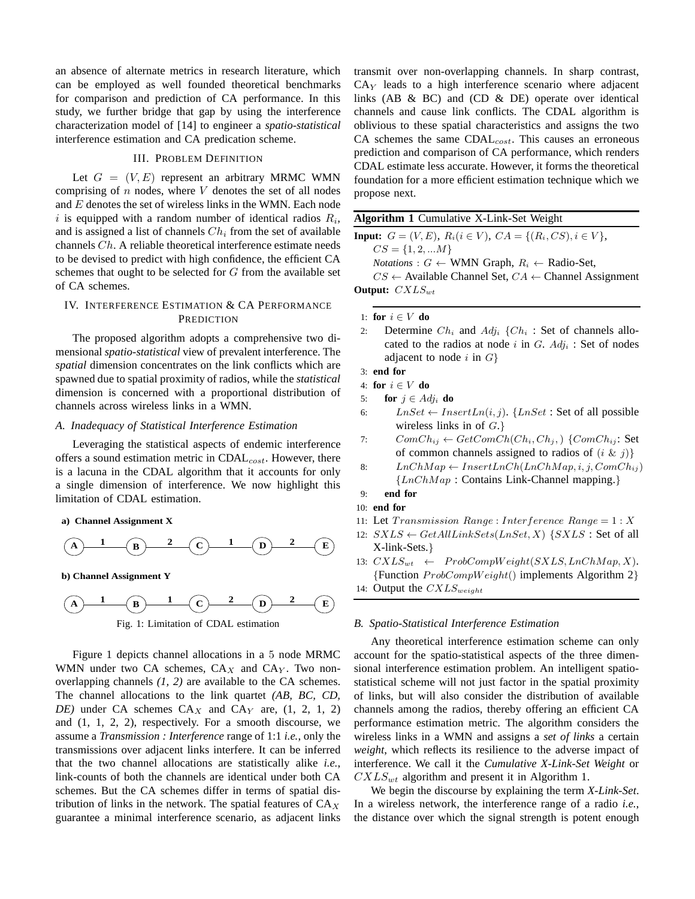an absence of alternate metrics in research literature, which can be employed as well founded theoretical benchmarks for comparison and prediction of CA performance. In this study, we further bridge that gap by using the interference characterization model of [14] to engineer a *spatio-statistical* interference estimation and CA predication scheme.

## III. Problem Definition

Let $G = (V, E)$ represent an arbitrary MRMC WMN comprising of $n$ nodes, where $V$ denotes the set of all nodes and $E$ denotes the set of wireless links in the WMN. Each node $i$ is equipped with a random number of identical radios $R_i$, and is assigned a list of channels $Ch_i$ from the set of available channels $Ch$. A reliable theoretical interference estimate needs to be devised to predict with high confidence, the efficient CA schemes that ought to be selected for $G$ from the available set of CA schemes.

## IV. Interference Estimation & CA Performance Prediction

The proposed algorithm adopts a comprehensive two dimensional *spatio-statistical* view of prevalent interference. The *spatial* dimension concentrates on the link conflicts which are spawned due to spatial proximity of radios, while the *statistical* dimension is concerned with a proportional distribution of channels across wireless links in a WMN.

### A. Inadequacy of Statistical Interference Estimation

Leveraging the statistical aspects of endemic interference offers a sound estimation metric in CDAL$_{cost}$. However, there is a lacuna in the CDAL algorithm that it accounts for only a single dimension of interference. We now highlight this limitation of CDAL estimation.

**a) Channel Assignment X**

A —1— B —2— C —1— D —2— E

**b) Channel Assignment Y**

A —1— B —1— C —2— D —2— E

Fig. 1: Limitation of CDAL estimation

Figure 1 depicts channel allocations in a 5 node MRMC WMN under two CA schemes, CA$_X$ and CA$_Y$. Two non-overlapping channels *(1, 2)* are available to the CA schemes. The channel allocations to the link quartet *(AB, BC, CD, DE)* under CA schemes CA$_X$ and CA$_Y$ are, (1, 2, 1, 2) and (1, 1, 2, 2), respectively. For a smooth discourse, we assume a *Transmission : Interference* range of 1:1 *i.e.*, only the transmissions over adjacent links interfere. It can be inferred that the two channel allocations are statistically alike *i.e.*, link-counts of both the channels are identical under both CA schemes. But the CA schemes differ in terms of spatial distribution of links in the network. The spatial features of CA$_X$ guarantee a minimal interference scenario, as adjacent links transmit over non-overlapping channels. In sharp contrast, CA$_Y$ leads to a high interference scenario where adjacent links (AB & BC) and (CD & DE) operate over identical channels and cause link conflicts. The CDAL algorithm is oblivious to these spatial characteristics and assigns the two CA schemes the same CDAL$_{cost}$. This causes an erroneous prediction and comparison of CA performance, which renders CDAL estimate less accurate. However, it forms the theoretical foundation for a more efficient estimation technique which we propose next.

**Algorithm 1** Cumulative X-Link-Set Weight

**Input:** $G = (V, E)$, $R_i(i \in V)$, $CA = \{(R_i, CS), i \in V\}$,
$CS = \{1, 2, ...M\}$
*Notations* : $G \leftarrow$ WMN Graph, $R_i \leftarrow$ Radio-Set,
$CS \leftarrow$ Available Channel Set, $CA \leftarrow$ Channel Assignment
**Output:** $CXLS_{wt}$

```
1:  for i ∈ V do
2:      Determine Ch_i and Adj_i {Ch_i : Set of channels allocated to the radios at node i in G. Adj_i : Set of nodes adjacent to node i in G}
3:  end for
4:  for i ∈ V do
5:      for j ∈ Adj_i do
6:          LnSet ← InsertLn(i, j). {LnSet : Set of all possible wireless links in of G.}
7:          ComCh_ij ← GetComCh(Ch_i, Ch_j, ) {ComCh_ij: Set of common channels assigned to radios of (i & j)}
8:          LnChMap ← InsertLnCh(LnChMap, i, j, ComCh_ij) {LnChMap : Contains Link-Channel mapping.}
9:      end for
10: end for
11: Let Transmission Range : Interference Range = 1 : X
12: SXLS ← GetAllLinkSets(LnSet, X) {SXLS : Set of all X-link-Sets.}
13: CXLS_wt ← ProbCompWeight(SXLS, LnChMap, X). {Function ProbCompWeight() implements Algorithm 2}
14: Output the CXLS_weight
```

### B. Spatio-Statistical Interference Estimation

Any theoretical interference estimation scheme can only account for the spatio-statistical aspects of the three dimensional interference estimation problem. An intelligent spatio-statistical scheme will not just factor in the spatial proximity of links, but will also consider the distribution of available channels among the radios, thereby offering an efficient CA performance estimation metric. The algorithm considers the wireless links in a WMN and assigns a *set of links* a certain *weight*, which reflects its resilience to the adverse impact of interference. We call it the *Cumulative X-Link-Set Weight* or $CXLS_{wt}$ algorithm and present it in Algorithm 1.

We begin the discourse by explaining the term *X-Link-Set*. In a wireless network, the interference range of a radio *i.e.*, the distance over which the signal strength is potent enough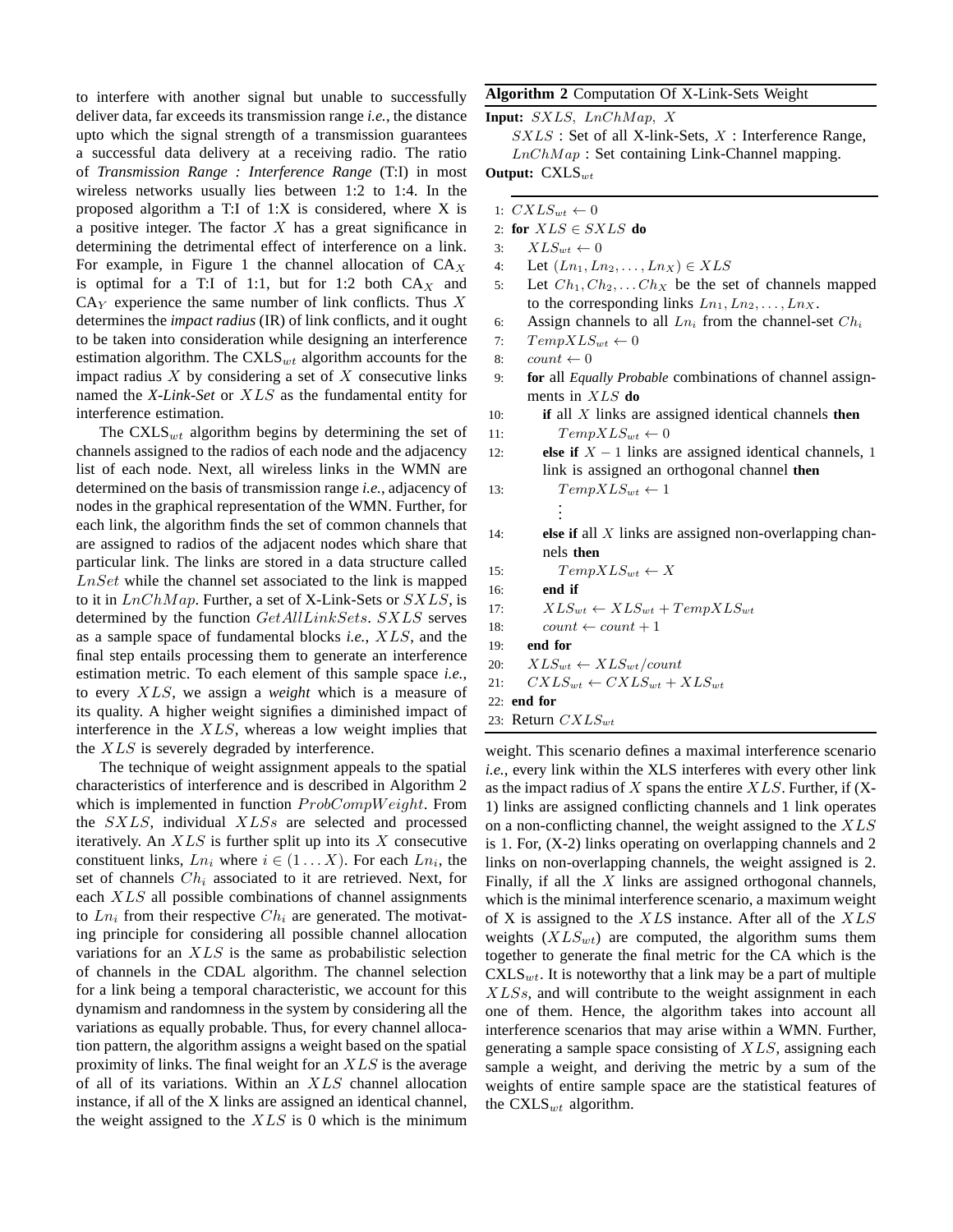to interfere with another signal but unable to successfully deliver data, far exceeds its transmission range *i.e.*, the distance upto which the signal strength of a transmission guarantees a successful data delivery at a receiving radio. The ratio of *Transmission Range : Interference Range* (T:I) in most wireless networks usually lies between 1:2 to 1:4. In the proposed algorithm a T:I of 1:X is considered, where X is a positive integer. The factor $X$ has a great significance in determining the detrimental effect of interference on a link. For example, in Figure 1 the channel allocation of $\text{CA}_X$ is optimal for a T:I of 1:1, but for 1:2 both $\text{CA}_X$ and $\text{CA}_Y$ experience the same number of link conflicts. Thus $X$ determines the *impact radius* (IR) of link conflicts, and it ought to be taken into consideration while designing an interference estimation algorithm. The $\text{CXLS}_{wt}$ algorithm accounts for the impact radius $X$ by considering a set of $X$ consecutive links named the ***X-Link-Set*** or $XLS$ as the fundamental entity for interference estimation.

The $\text{CXLS}_{wt}$ algorithm begins by determining the set of channels assigned to the radios of each node and the adjacency list of each node. Next, all wireless links in the WMN are determined on the basis of transmission range *i.e.*, adjacency of nodes in the graphical representation of the WMN. Further, for each link, the algorithm finds the set of common channels that are assigned to radios of the adjacent nodes which share that particular link. The links are stored in a data structure called $LnSet$ while the channel set associated to the link is mapped to it in $LnChMap$. Further, a set of X-Link-Sets or $SXLS$, is determined by the function $GetAllLinkSets$. $SXLS$ serves as a sample space of fundamental blocks *i.e.*, $XLS$, and the final step entails processing them to generate an interference estimation metric. To each element of this sample space *i.e.*, to every $XLS$, we assign a *weight* which is a measure of its quality. A higher weight signifies a diminished impact of interference in the $XLS$, whereas a low weight implies that the $XLS$ is severely degraded by interference.

The technique of weight assignment appeals to the spatial characteristics of interference and is described in Algorithm 2 which is implemented in function $ProbCompWeight$. From the $SXLS$, individual $XLSs$ are selected and processed iteratively. An $XLS$ is further split up into its $X$ consecutive constituent links, $Ln_i$ where $i \in (1 \ldots X)$. For each $Ln_i$, the set of channels $Ch_i$ associated to it are retrieved. Next, for each $XLS$ all possible combinations of channel assignments to $Ln_i$ from their respective $Ch_i$ are generated. The motivating principle for considering all possible channel allocation variations for an $XLS$ is the same as probabilistic selection of channels in the CDAL algorithm. The channel selection for a link being a temporal characteristic, we account for this dynamism and randomness in the system by considering all the variations as equally probable. Thus, for every channel allocation pattern, the algorithm assigns a weight based on the spatial proximity of links. The final weight for an $XLS$ is the average of all of its variations. Within an $XLS$ channel allocation instance, if all of the X links are assigned an identical channel, the weight assigned to the $XLS$ is 0 which is the minimum weight. This scenario defines a maximal interference scenario *i.e.*, every link within the XLS interferes with every other link as the impact radius of $X$ spans the entire $XLS$. Further, if (X-1) links are assigned conflicting channels and 1 link operates on a non-conflicting channel, the weight assigned to the $XLS$ is 1. For, (X-2) links operating on overlapping channels and 2 links on non-overlapping channels, the weight assigned is 2. Finally, if all the $X$ links are assigned orthogonal channels, which is the minimal interference scenario, a maximum weight of X is assigned to the $XLS$ instance. After all of the $XLS$ weights ($XLS_{wt}$) are computed, the algorithm sums them together to generate the final metric for the CA which is the $\text{CXLS}_{wt}$. It is noteworthy that a link may be a part of multiple $XLSs$, and will contribute to the weight assignment in each one of them. Hence, the algorithm takes into account all interference scenarios that may arise within a WMN. Further, generating a sample space consisting of $XLS$, assigning each sample a weight, and deriving the metric by a sum of the weights of entire sample space are the statistical features of the $\text{CXLS}_{wt}$ algorithm.

**Algorithm 2** Computation Of X-Link-Sets Weight

**Input:** $SXLS$, $LnChMap$, $X$
  $SXLS$ : Set of all X-link-Sets, $X$ : Interference Range,
  $LnChMap$ : Set containing Link-Channel mapping.
**Output:** $\text{CXLS}_{wt}$

```
1:  CXLS_wt ← 0
2:  for XLS ∈ SXLS do
3:      XLS_wt ← 0
4:      Let (Ln_1, Ln_2, ..., Ln_X) ∈ XLS
5:      Let Ch_1, Ch_2, ... Ch_X be the set of channels mapped
        to the corresponding links Ln_1, Ln_2, ..., Ln_X.
6:      Assign channels to all Ln_i from the channel-set Ch_i
7:      TempXLS_wt ← 0
8:      count ← 0
9:      for all Equally Probable combinations of channel assign-
        ments in XLS do
10:         if all X links are assigned identical channels then
11:             TempXLS_wt ← 0
12:         else if X − 1 links are assigned identical channels, 1
            link is assigned an orthogonal channel then
13:             TempXLS_wt ← 1
                ⋮
14:         else if all X links are assigned non-overlapping chan-
            nels then
15:             TempXLS_wt ← X
16:         end if
17:         XLS_wt ← XLS_wt + TempXLS_wt
18:         count ← count + 1
19:     end for
20:     XLS_wt ← XLS_wt / count
21:     CXLS_wt ← CXLS_wt + XLS_wt
22: end for
23: Return CXLS_wt
```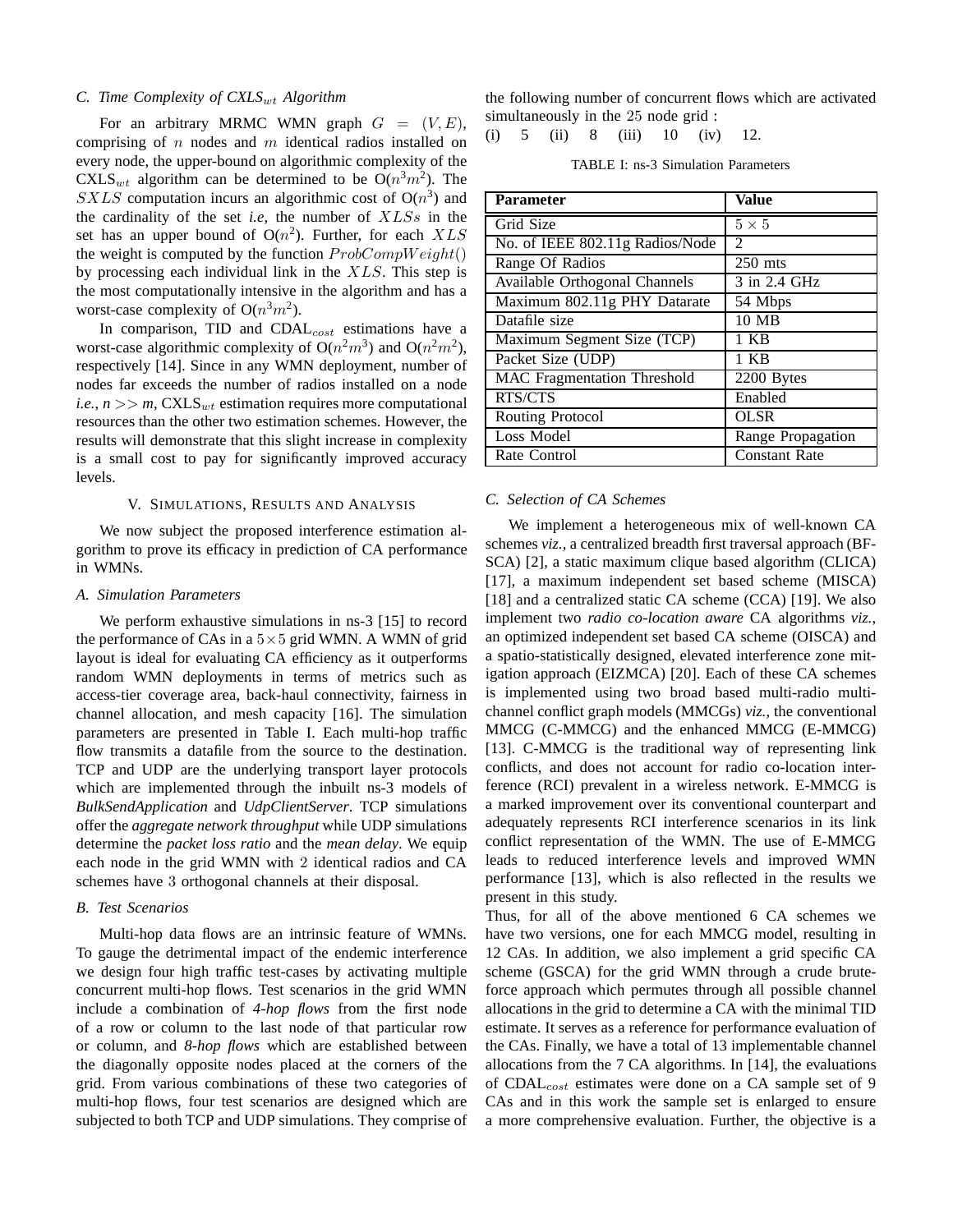### C. Time Complexity of CXLS$_{wt}$ Algorithm

For an arbitrary MRMC WMN graph $G = (V, E)$, comprising of $n$ nodes and $m$ identical radios installed on every node, the upper-bound on algorithmic complexity of the CXLS$_{wt}$ algorithm can be determined to be O($n^3m^2$). The $SXLS$ computation incurs an algorithmic cost of O($n^3$) and the cardinality of the set *i.e*, the number of $XLSs$ in the set has an upper bound of O($n^2$). Further, for each $XLS$ the weight is computed by the function $ProbCompWeight()$ by processing each individual link in the $XLS$. This step is the most computationally intensive in the algorithm and has a worst-case complexity of O($n^3m^2$).

In comparison, TID and CDAL$_{cost}$ estimations have a worst-case algorithmic complexity of O($n^2m^3$) and O($n^2m^2$), respectively [14]. Since in any WMN deployment, number of nodes far exceeds the number of radios installed on a node *i.e.*, *n* >> *m*, CXLS$_{wt}$ estimation requires more computational resources than the other two estimation schemes. However, the results will demonstrate that this slight increase in complexity is a small cost to pay for significantly improved accuracy levels.

## V. Simulations, Results and Analysis

We now subject the proposed interference estimation algorithm to prove its efficacy in prediction of CA performance in WMNs.

### A. Simulation Parameters

We perform exhaustive simulations in ns-3 [15] to record the performance of CAs in a $5\times5$ grid WMN. A WMN of grid layout is ideal for evaluating CA efficiency as it outperforms random WMN deployments in terms of metrics such as access-tier coverage area, back-haul connectivity, fairness in channel allocation, and mesh capacity [16]. The simulation parameters are presented in Table I. Each multi-hop traffic flow transmits a datafile from the source to the destination. TCP and UDP are the underlying transport layer protocols which are implemented through the inbuilt ns-3 models of *BulkSendApplication* and *UdpClientServer*. TCP simulations offer the *aggregate network throughput* while UDP simulations determine the *packet loss ratio* and the *mean delay*. We equip each node in the grid WMN with 2 identical radios and CA schemes have 3 orthogonal channels at their disposal.

### B. Test Scenarios

Multi-hop data flows are an intrinsic feature of WMNs. To gauge the detrimental impact of the endemic interference we design four high traffic test-cases by activating multiple concurrent multi-hop flows. Test scenarios in the grid WMN include a combination of *4-hop flows* from the first node of a row or column to the last node of that particular row or column, and *8-hop flows* which are established between the diagonally opposite nodes placed at the corners of the grid. From various combinations of these two categories of multi-hop flows, four test scenarios are designed which are subjected to both TCP and UDP simulations. They comprise of the following number of concurrent flows which are activated simultaneously in the 25 node grid :

(i) 5 (ii) 8 (iii) 10 (iv) 12.

TABLE I: ns-3 Simulation Parameters

| Parameter | Value |
|---|---|
| Grid Size | $5\times5$ |
| No. of IEEE 802.11g Radios/Node | 2 |
| Range Of Radios | 250 mts |
| Available Orthogonal Channels | 3 in 2.4 GHz |
| Maximum 802.11g PHY Datarate | 54 Mbps |
| Datafile size | 10 MB |
| Maximum Segment Size (TCP) | 1 KB |
| Packet Size (UDP) | 1 KB |
| MAC Fragmentation Threshold | 2200 Bytes |
| RTS/CTS | Enabled |
| Routing Protocol | OLSR |
| Loss Model | Range Propagation |
| Rate Control | Constant Rate |

### C. Selection of CA Schemes

We implement a heterogeneous mix of well-known CA schemes *viz.*, a centralized breadth first traversal approach (BFSCA) [2], a static maximum clique based algorithm (CLICA) [17], a maximum independent set based scheme (MISCA) [18] and a centralized static CA scheme (CCA) [19]. We also implement two *radio co-location aware* CA algorithms *viz.*, an optimized independent set based CA scheme (OISCA) and a spatio-statistically designed, elevated interference zone mitigation approach (EIZMCA) [20]. Each of these CA schemes is implemented using two broad based multi-radio multi-channel conflict graph models (MMCGs) *viz.*, the conventional MMCG (C-MMCG) and the enhanced MMCG (E-MMCG) [13]. C-MMCG is the traditional way of representing link conflicts, and does not account for radio co-location interference (RCI) prevalent in a wireless network. E-MMCG is a marked improvement over its conventional counterpart and adequately represents RCI interference scenarios in its link conflict representation of the WMN. The use of E-MMCG leads to reduced interference levels and improved WMN performance [13], which is also reflected in the results we present in this study.

Thus, for all of the above mentioned 6 CA schemes we have two versions, one for each MMCG model, resulting in 12 CAs. In addition, we also implement a grid specific CA scheme (GSCA) for the grid WMN through a crude brute-force approach which permutes through all possible channel allocations in the grid to determine a CA with the minimal TID estimate. It serves as a reference for performance evaluation of the CAs. Finally, we have a total of 13 implementable channel allocations from the 7 CA algorithms. In [14], the evaluations of CDAL$_{cost}$ estimates were done on a CA sample set of 9 CAs and in this work the sample set is enlarged to ensure a more comprehensive evaluation. Further, the objective is a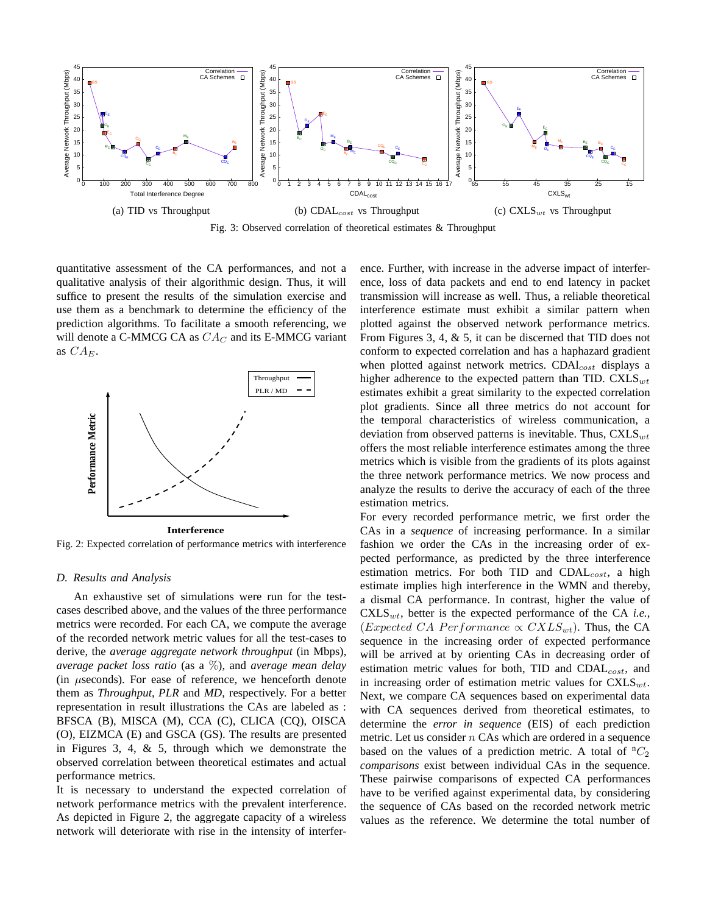(a) TID vs Throughput (b) CDAL$_{cost}$ vs Throughput (c) CXLS$_{wt}$ vs Throughput

Fig. 3: Observed correlation of theoretical estimates & Throughput

quantitative assessment of the CA performances, and not a qualitative analysis of their algorithmic design. Thus, it will suffice to present the results of the simulation exercise and use them as a benchmark to determine the efficiency of the prediction algorithms. To facilitate a smooth referencing, we will denote a C-MMCG CA as $CA_C$ and its E-MMCG variant as $CA_E$.

Fig. 2: Expected correlation of performance metrics with interference

### D. Results and Analysis

An exhaustive set of simulations were run for the test-cases described above, and the values of the three performance metrics were recorded. For each CA, we compute the average of the recorded network metric values for all the test-cases to derive, the *average aggregate network throughput* (in Mbps), *average packet loss ratio* (as a %), and *average mean delay* (in $\mu$seconds). For ease of reference, we henceforth denote them as *Throughput*, *PLR* and *MD*, respectively. For a better representation in result illustrations the CAs are labeled as : BFSCA (B), MISCA (M), CCA (C), CLICA (CQ), OISCA (O), EIZMCA (E) and GSCA (GS). The results are presented in Figures 3, 4, & 5, through which we demonstrate the observed correlation between theoretical estimates and actual performance metrics.

It is necessary to understand the expected correlation of network performance metrics with the prevalent interference. As depicted in Figure 2, the aggregate capacity of a wireless network will deteriorate with rise in the intensity of interference. Further, with increase in the adverse impact of interference, loss of data packets and end to end latency in packet transmission will increase as well. Thus, a reliable theoretical interference estimate must exhibit a similar pattern when plotted against the observed network performance metrics. From Figures 3, 4, & 5, it can be discerned that TID does not conform to expected correlation and has a haphazard gradient when plotted against network metrics. CDAl$_{cost}$ displays a higher adherence to the expected pattern than TID. CXLS$_{wt}$ estimates exhibit a great similarity to the expected correlation plot gradients. Since all three metrics do not account for the temporal characteristics of wireless communication, a deviation from observed patterns is inevitable. Thus, CXLS$_{wt}$ offers the most reliable interference estimates among the three metrics which is visible from the gradients of its plots against the three network performance metrics. We now process and analyze the results to derive the accuracy of each of the three estimation metrics.

For every recorded performance metric, we first order the CAs in a *sequence* of increasing performance. In a similar fashion we order the CAs in the increasing order of expected performance, as predicted by the three interference estimation metrics. For both TID and CDAL$_{cost}$, a high estimate implies high interference in the WMN and thereby, a dismal CA performance. In contrast, higher the value of CXLS$_{wt}$, better is the expected performance of the CA *i.e.*, $(Expected\ CA\ Performance \propto CXLS_{wt})$. Thus, the CA sequence in the increasing order of expected performance will be arrived at by orienting CAs in decreasing order of estimation metric values for both, TID and CDAL$_{cost}$, and in increasing order of estimation metric values for CXLS$_{wt}$. Next, we compare CA sequences based on experimental data with CA sequences derived from theoretical estimates, to determine the *error in sequence* (EIS) of each prediction metric. Let us consider $n$ CAs which are ordered in a sequence based on the values of a prediction metric. A total of $^{n}C_2$ *comparisons* exist between individual CAs in the sequence. These pairwise comparisons of expected CA performances have to be verified against experimental data, by considering the sequence of CAs based on the recorded network metric values as the reference. We determine the total number of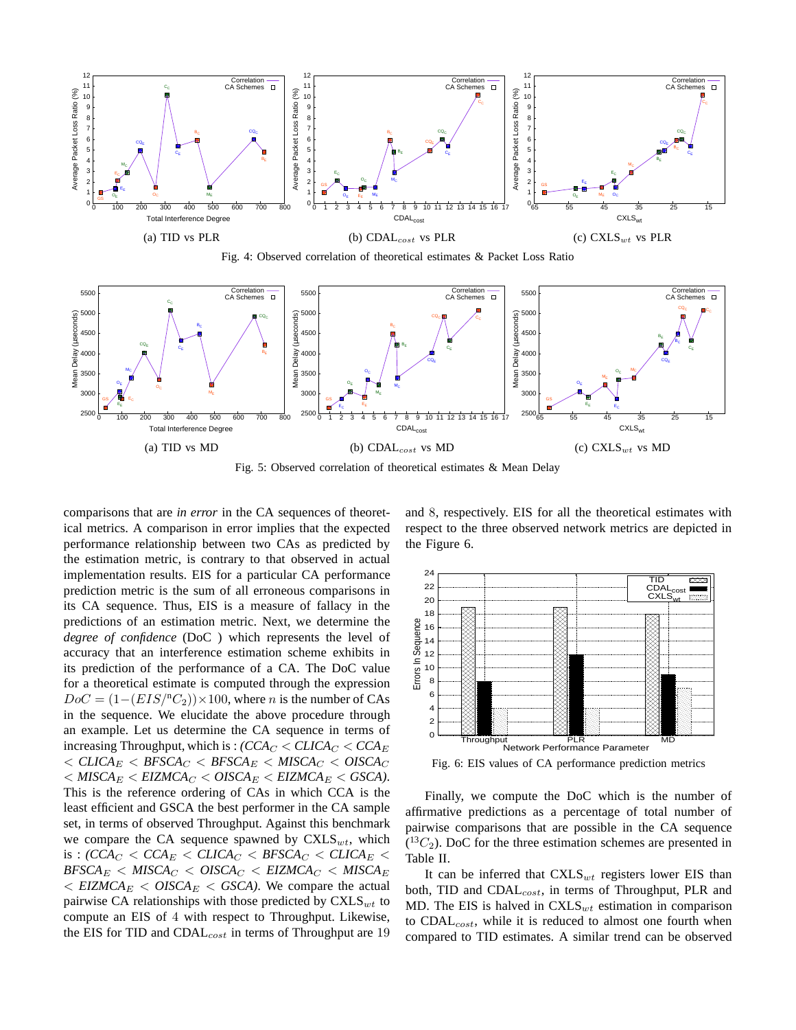(a) TID vs PLR

(b) $CDAL_{cost}$ vs PLR

(c) $CXLS_{wt}$ vs PLR

Fig. 4: Observed correlation of theoretical estimates & Packet Loss Ratio

(a) TID vs MD

(b) $CDAL_{cost}$ vs MD

(c) $CXLS_{wt}$ vs MD

Fig. 5: Observed correlation of theoretical estimates & Mean Delay

comparisons that are *in error* in the CA sequences of theoretical metrics. A comparison in error implies that the expected performance relationship between two CAs as predicted by the estimation metric, is contrary to that observed in actual implementation results. EIS for a particular CA performance prediction metric is the sum of all erroneous comparisons in its CA sequence. Thus, EIS is a measure of fallacy in the predictions of an estimation metric. Next, we determine the *degree of confidence* (DoC ) which represents the level of accuracy that an interference estimation scheme exhibits in its prediction of the performance of a CA. The DoC value for a theoretical estimate is computed through the expression $DoC = (1-(EIS/{}^{n}C_2))\times 100$, where $n$ is the number of CAs in the sequence. We elucidate the above procedure through an example. Let us determine the CA sequence in terms of increasing Throughput, which is : *($CCA_C$ < $CLICA_C$ < $CCA_E$ < $CLICA_E$ < $BFSCA_C$ < $BFSCA_E$ < $MISCA_C$ < $OISCA_C$ < $MISCA_E$ < $EIZMCA_C$ < $OISCA_E$ < $EIZMCA_E$ < GSCA)*. This is the reference ordering of CAs in which CCA is the least efficient and GSCA the best performer in the CA sample set, in terms of observed Throughput. Against this benchmark we compare the CA sequence spawned by $CXLS_{wt}$, which is : *($CCA_C$ < $CCA_E$ < $CLICA_C$ < $BFSCA_C$ < $CLICA_E$ < $BFSCA_E$ < $MISCA_C$ < $OISCA_C$ < $EIZMCA_C$ < $MISCA_E$ < $EIZMCA_E$ < $OISCA_E$ < GSCA)*. We compare the actual pairwise CA relationships with those predicted by $CXLS_{wt}$ to compute an EIS of 4 with respect to Throughput. Likewise, the EIS for TID and $CDAL_{cost}$ in terms of Throughput are 19 and 8, respectively. EIS for all the theoretical estimates with respect to the three observed network metrics are depicted in the Figure 6.

Fig. 6: EIS values of CA performance prediction metrics

Finally, we compute the DoC which is the number of affirmative predictions as a percentage of total number of pairwise comparisons that are possible in the CA sequence (${}^{13}C_2$). DoC for the three estimation schemes are presented in Table II.

It can be inferred that $CXLS_{wt}$ registers lower EIS than both, TID and $CDAL_{cost}$, in terms of Throughput, PLR and MD. The EIS is halved in $CXLS_{wt}$ estimation in comparison to $CDAL_{cost}$, while it is reduced to almost one fourth when compared to TID estimates. A similar trend can be observed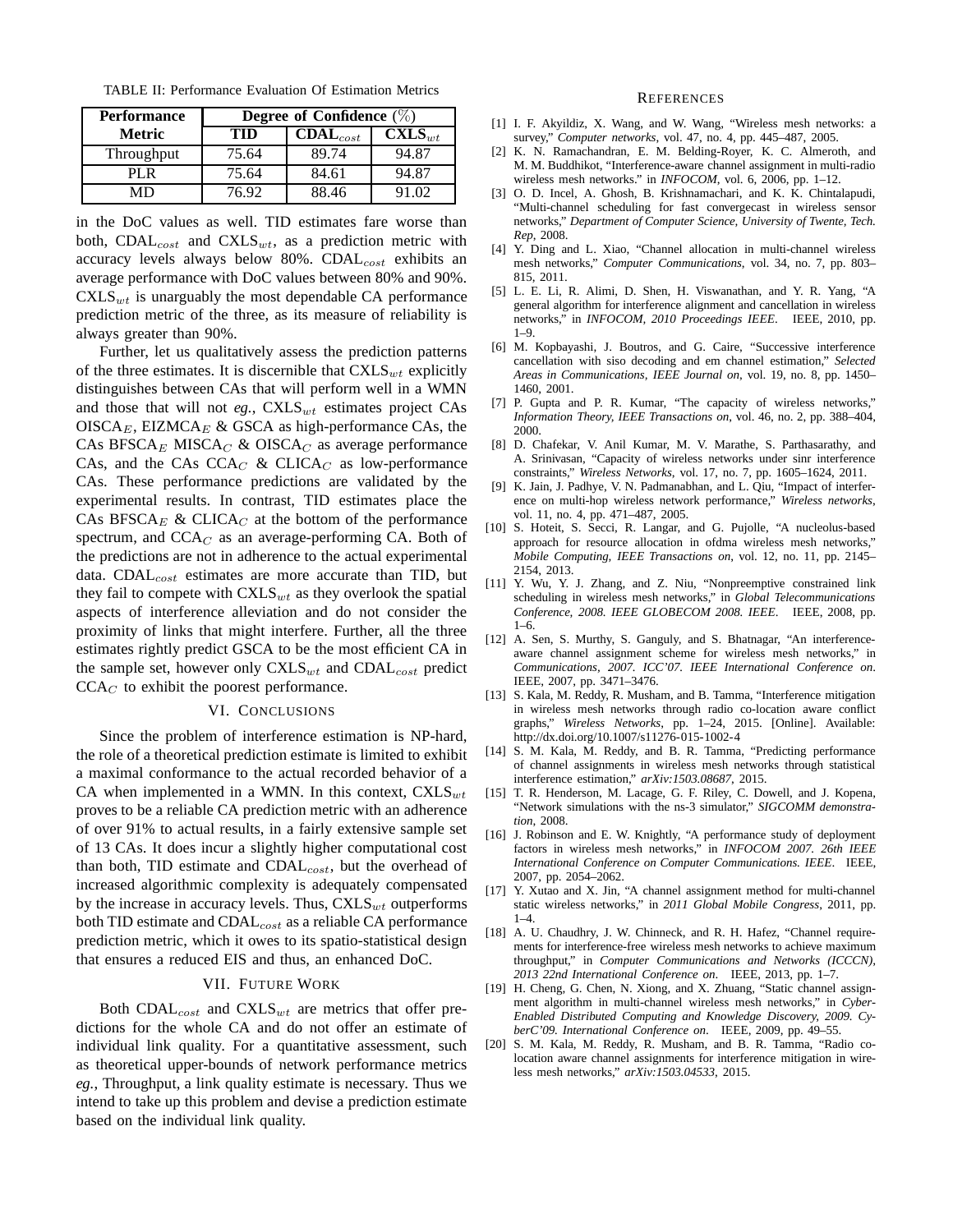TABLE II: Performance Evaluation Of Estimation Metrics

| Performance Metric | Degree of Confidence (%) | | |
|---|---|---|---|
| | TID | $CDAL_{cost}$ | $CXLS_{wt}$ |
| Throughput | 75.64 | 89.74 | 94.87 |
| PLR | 75.64 | 84.61 | 94.87 |
| MD | 76.92 | 88.46 | 91.02 |

in the DoC values as well. TID estimates fare worse than both, $CDAL_{cost}$ and $CXLS_{wt}$, as a prediction metric with accuracy levels always below 80%. $CDAL_{cost}$ exhibits an average performance with DoC values between 80% and 90%. $CXLS_{wt}$ is unarguably the most dependable CA performance prediction metric of the three, as its measure of reliability is always greater than 90%.

Further, let us qualitatively assess the prediction patterns of the three estimates. It is discernible that $CXLS_{wt}$ explicitly distinguishes between CAs that will perform well in a WMN and those that will not *eg.*, $CXLS_{wt}$ estimates project CAs $OISCA_E$, $EIZMCA_E$ & GSCA as high-performance CAs, the CAs $BFSCA_E$ $MISCA_C$ & $OISCA_C$ as average performance CAs, and the CAs $CCA_C$ & $CLICA_C$ as low-performance CAs. These performance predictions are validated by the experimental results. In contrast, TID estimates place the CAs $BFSCA_E$ & $CLICA_C$ at the bottom of the performance spectrum, and $CCA_C$ as an average-performing CA. Both of the predictions are not in adherence to the actual experimental data. $CDAL_{cost}$ estimates are more accurate than TID, but they fail to compete with $CXLS_{wt}$ as they overlook the spatial aspects of interference alleviation and do not consider the proximity of links that might interfere. Further, all the three estimates rightly predict GSCA to be the most efficient CA in the sample set, however only $CXLS_{wt}$ and $CDAL_{cost}$ predict $CCA_C$ to exhibit the poorest performance.

## VI. Conclusions

Since the problem of interference estimation is NP-hard, the role of a theoretical prediction estimate is limited to exhibit a maximal conformance to the actual recorded behavior of a CA when implemented in a WMN. In this context, $CXLS_{wt}$ proves to be a reliable CA prediction metric with an adherence of over 91% to actual results, in a fairly extensive sample set of 13 CAs. It does incur a slightly higher computational cost than both, TID estimate and $CDAL_{cost}$, but the overhead of increased algorithmic complexity is adequately compensated by the increase in accuracy levels. Thus, $CXLS_{wt}$ outperforms both TID estimate and $CDAL_{cost}$ as a reliable CA performance prediction metric, which it owes to its spatio-statistical design that ensures a reduced EIS and thus, an enhanced DoC.

## VII. Future Work

Both $CDAL_{cost}$ and $CXLS_{wt}$ are metrics that offer predictions for the whole CA and do not offer an estimate of individual link quality. For a quantitative assessment, such as theoretical upper-bounds of network performance metrics *eg.*, Throughput, a link quality estimate is necessary. Thus we intend to take up this problem and devise a prediction estimate based on the individual link quality.

## References

[1] I. F. Akyildiz, X. Wang, and W. Wang, "Wireless mesh networks: a survey," *Computer networks*, vol. 47, no. 4, pp. 445–487, 2005.

[2] K. N. Ramachandran, E. M. Belding-Royer, K. C. Almeroth, and M. M. Buddhikot, "Interference-aware channel assignment in multi-radio wireless mesh networks." in *INFOCOM*, vol. 6, 2006, pp. 1–12.

[3] O. D. Incel, A. Ghosh, B. Krishnamachari, and K. K. Chintalapudi, "Multi-channel scheduling for fast convergecast in wireless sensor networks," *Department of Computer Science, University of Twente, Tech. Rep*, 2008.

[4] Y. Ding and L. Xiao, "Channel allocation in multi-channel wireless mesh networks," *Computer Communications*, vol. 34, no. 7, pp. 803–815, 2011.

[5] L. E. Li, R. Alimi, D. Shen, H. Viswanathan, and Y. R. Yang, "A general algorithm for interference alignment and cancellation in wireless networks," in *INFOCOM, 2010 Proceedings IEEE*. IEEE, 2010, pp. 1–9.

[6] M. Kopbayashi, J. Boutros, and G. Caire, "Successive interference cancellation with siso decoding and em channel estimation," *Selected Areas in Communications, IEEE Journal on*, vol. 19, no. 8, pp. 1450–1460, 2001.

[7] P. Gupta and P. R. Kumar, "The capacity of wireless networks," *Information Theory, IEEE Transactions on*, vol. 46, no. 2, pp. 388–404, 2000.

[8] D. Chafekar, V. Anil Kumar, M. V. Marathe, S. Parthasarathy, and A. Srinivasan, "Capacity of wireless networks under sinr interference constraints," *Wireless Networks*, vol. 17, no. 7, pp. 1605–1624, 2011.

[9] K. Jain, J. Padhye, V. N. Padmanabhan, and L. Qiu, "Impact of interference on multi-hop wireless network performance," *Wireless networks*, vol. 11, no. 4, pp. 471–487, 2005.

[10] S. Hoteit, S. Secci, R. Langar, and G. Pujolle, "A nucleolus-based approach for resource allocation in ofdma wireless mesh networks," *Mobile Computing, IEEE Transactions on*, vol. 12, no. 11, pp. 2145–2154, 2013.

[11] Y. Wu, Y. J. Zhang, and Z. Niu, "Nonpreemptive constrained link scheduling in wireless mesh networks," in *Global Telecommunications Conference, 2008. IEEE GLOBECOM 2008. IEEE*. IEEE, 2008, pp. 1–6.

[12] A. Sen, S. Murthy, S. Ganguly, and S. Bhatnagar, "An interference-aware channel assignment scheme for wireless mesh networks," in *Communications, 2007. ICC'07. IEEE International Conference on*. IEEE, 2007, pp. 3471–3476.

[13] S. Kala, M. Reddy, R. Musham, and B. Tamma, "Interference mitigation in wireless mesh networks through radio co-location aware conflict graphs," *Wireless Networks*, pp. 1–24, 2015. [Online]. Available: http://dx.doi.org/10.1007/s11276-015-1002-4

[14] S. M. Kala, M. Reddy, and B. R. Tamma, "Predicting performance of channel assignments in wireless mesh networks through statistical interference estimation," *arXiv:1503.08687*, 2015.

[15] T. R. Henderson, M. Lacage, G. F. Riley, C. Dowell, and J. Kopena, "Network simulations with the ns-3 simulator," *SIGCOMM demonstration*, 2008.

[16] J. Robinson and E. W. Knightly, "A performance study of deployment factors in wireless mesh networks," in *INFOCOM 2007. 26th IEEE International Conference on Computer Communications. IEEE*. IEEE, 2007, pp. 2054–2062.

[17] Y. Xutao and X. Jin, "A channel assignment method for multi-channel static wireless networks," in *2011 Global Mobile Congress*, 2011, pp. 1–4.

[18] A. U. Chaudhry, J. W. Chinneck, and R. H. Hafez, "Channel requirements for interference-free wireless mesh networks to achieve maximum throughput," in *Computer Communications and Networks (ICCCN), 2013 22nd International Conference on*. IEEE, 2013, pp. 1–7.

[19] H. Cheng, G. Chen, N. Xiong, and X. Zhuang, "Static channel assignment algorithm in multi-channel wireless mesh networks," in *Cyber-Enabled Distributed Computing and Knowledge Discovery, 2009. CyberC'09. International Conference on*. IEEE, 2009, pp. 49–55.

[20] S. M. Kala, M. Reddy, R. Musham, and B. R. Tamma, "Radio co-location aware channel assignments for interference mitigation in wireless mesh networks," *arXiv:1503.04533*, 2015.